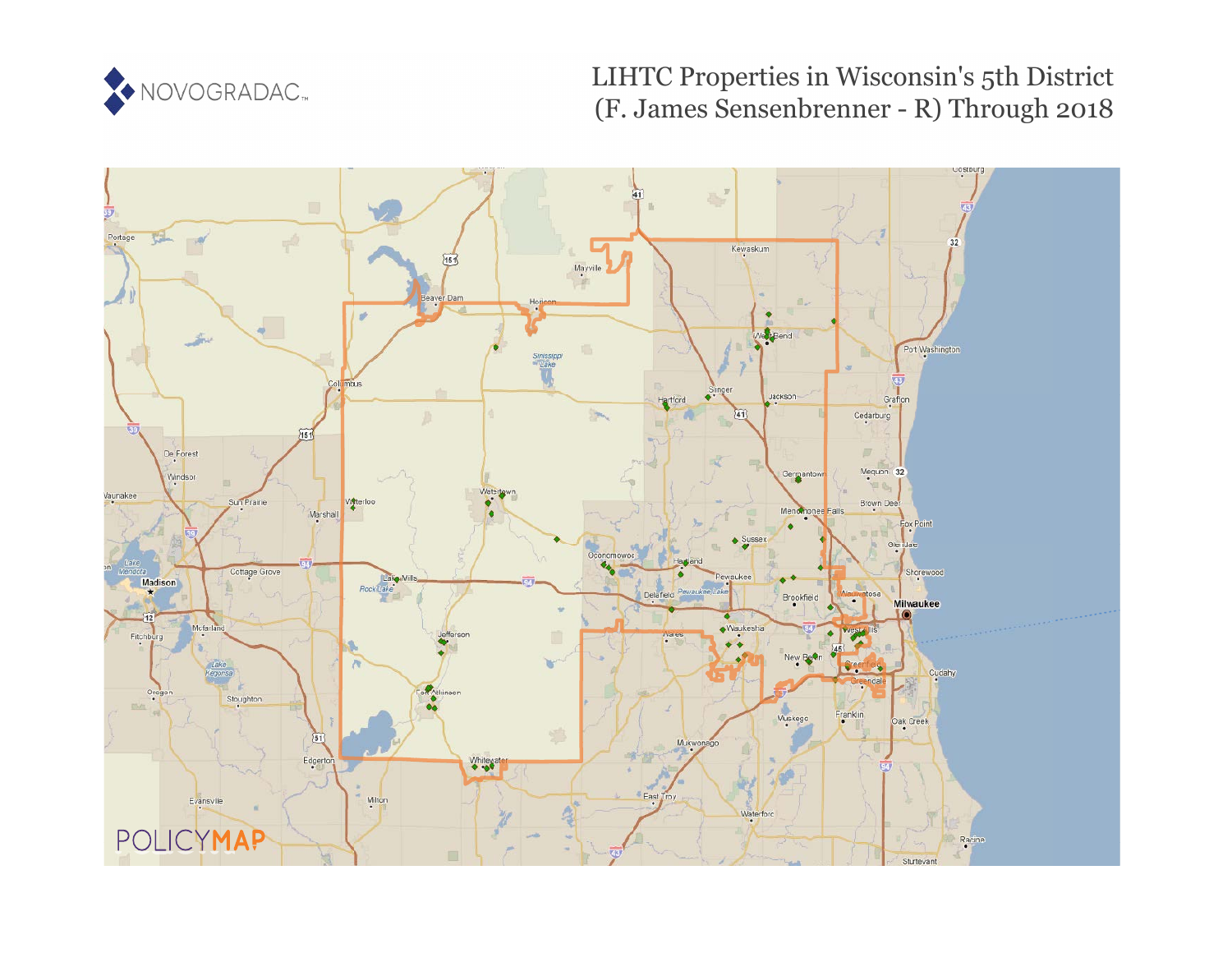# LIHTC Properties in Wisconsin's 5th District (F. James Sensenbrenner - R) Through 2018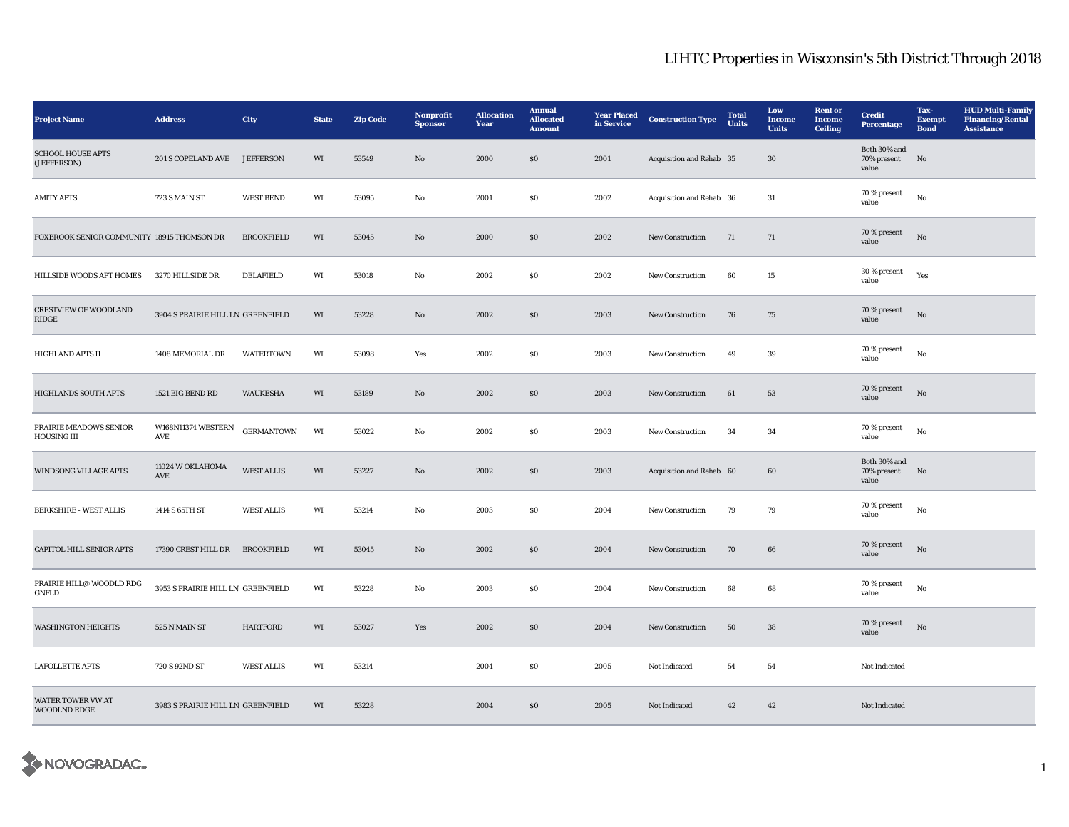# LIHTC Properties in Wisconsin's 5th District Through 2018

| Project Name | Address | City | State | Zip Code | Nonprofit Sponsor | Allocation Year | Annual Allocated Amount | Year Placed in Service | Construction Type | Total Units | Low Income Units | Rent or Income Ceiling | Credit Percentage | Tax-Exempt Bond | HUD Multi-Family Financing/Rental Assistance |
|---|---|---|---|---|---|---|---|---|---|---|---|---|---|---|---|
| SCHOOL HOUSE APTS (JEFFERSON) | 201 S COPELAND AVE | JEFFERSON | WI | 53549 | No | 2000 | $0 | 2001 | Acquisition and Rehab | 35 | 30 | | Both 30% and 70% present value | No | |
| AMITY APTS | 723 S MAIN ST | WEST BEND | WI | 53095 | No | 2001 | $0 | 2002 | Acquisition and Rehab | 36 | 31 | | 70 % present value | No | |
| FOXBROOK SENIOR COMMUNITY | 18915 THOMSON DR | BROOKFIELD | WI | 53045 | No | 2000 | $0 | 2002 | New Construction | 71 | 71 | | 70 % present value | No | |
| HILLSIDE WOODS APT HOMES | 3270 HILLSIDE DR | DELAFIELD | WI | 53018 | No | 2002 | $0 | 2002 | New Construction | 60 | 15 | | 30 % present value | Yes | |
| CRESTVIEW OF WOODLAND RIDGE | 3904 S PRAIRIE HILL LN | GREENFIELD | WI | 53228 | No | 2002 | $0 | 2003 | New Construction | 76 | 75 | | 70 % present value | No | |
| HIGHLAND APTS II | 1408 MEMORIAL DR | WATERTOWN | WI | 53098 | Yes | 2002 | $0 | 2003 | New Construction | 49 | 39 | | 70 % present value | No | |
| HIGHLANDS SOUTH APTS | 1521 BIG BEND RD | WAUKESHA | WI | 53189 | No | 2002 | $0 | 2003 | New Construction | 61 | 53 | | 70 % present value | No | |
| PRAIRIE MEADOWS SENIOR HOUSING III | W168N11374 WESTERN AVE | GERMANTOWN | WI | 53022 | No | 2002 | $0 | 2003 | New Construction | 34 | 34 | | 70 % present value | No | |
| WINDSONG VILLAGE APTS | 11024 W OKLAHOMA AVE | WEST ALLIS | WI | 53227 | No | 2002 | $0 | 2003 | Acquisition and Rehab | 60 | 60 | | Both 30% and 70% present value | No | |
| BERKSHIRE - WEST ALLIS | 1414 S 65TH ST | WEST ALLIS | WI | 53214 | No | 2003 | $0 | 2004 | New Construction | 79 | 79 | | 70 % present value | No | |
| CAPITOL HILL SENIOR APTS | 17390 CREST HILL DR | BROOKFIELD | WI | 53045 | No | 2002 | $0 | 2004 | New Construction | 70 | 66 | | 70 % present value | No | |
| PRAIRIE HILL@ WOODLD RDG GNFLD | 3953 S PRAIRIE HILL LN | GREENFIELD | WI | 53228 | No | 2003 | $0 | 2004 | New Construction | 68 | 68 | | 70 % present value | No | |
| WASHINGTON HEIGHTS | 525 N MAIN ST | HARTFORD | WI | 53027 | Yes | 2002 | $0 | 2004 | New Construction | 50 | 38 | | 70 % present value | No | |
| LAFOLLETTE APTS | 720 S 92ND ST | WEST ALLIS | WI | 53214 | | 2004 | $0 | 2005 | Not Indicated | 54 | 54 | | Not Indicated | | |
| WATER TOWER VW AT WOODLND RDGE | 3983 S PRAIRIE HILL LN | GREENFIELD | WI | 53228 | | 2004 | $0 | 2005 | Not Indicated | 42 | 42 | | Not Indicated | | |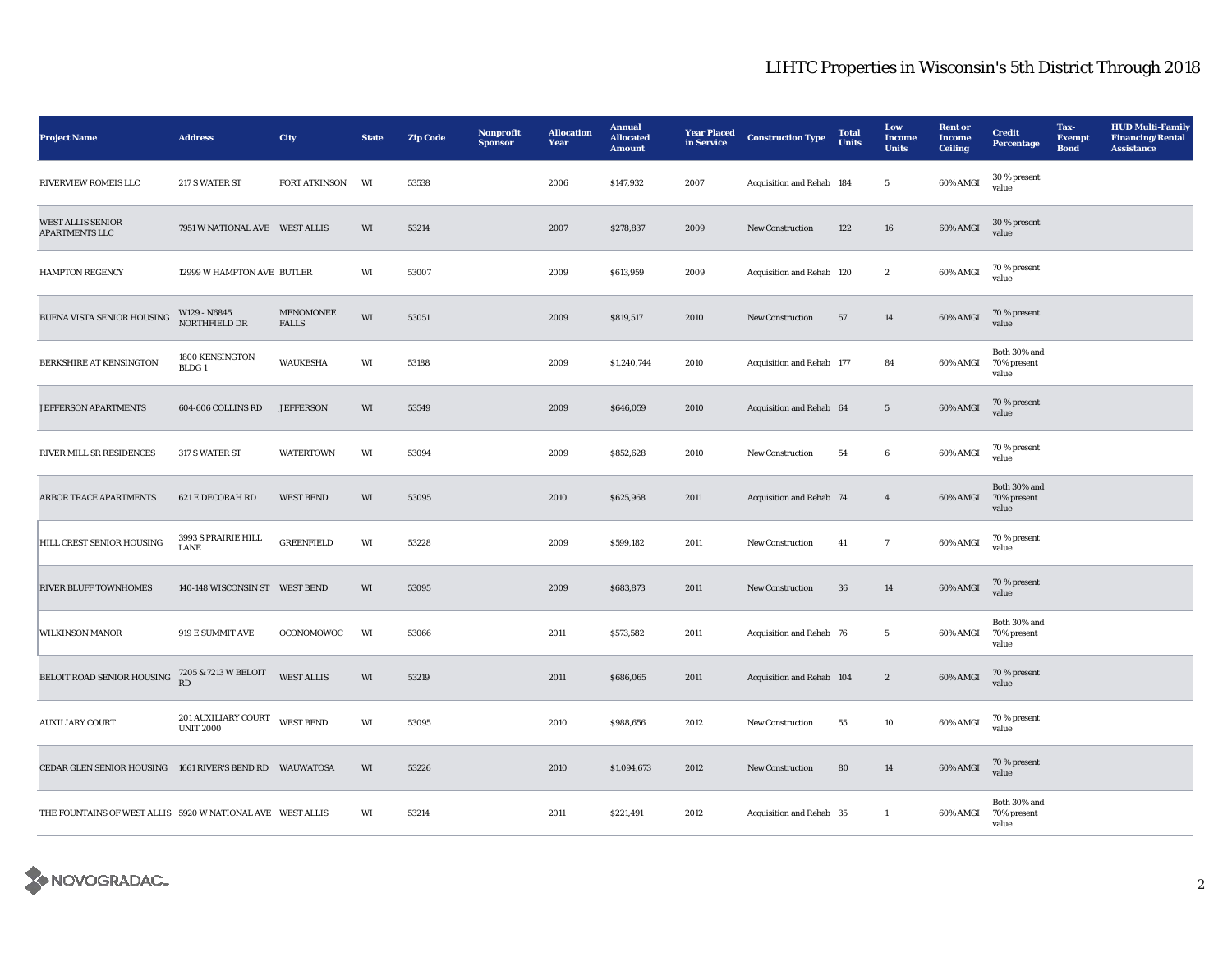# LIHTC Properties in Wisconsin's 5th District Through 2018

| Project Name | Address | City | State | Zip Code | Nonprofit Sponsor | Allocation Year | Annual Allocated Amount | Year Placed in Service | Construction Type | Total Units | Low Income Units | Rent or Income Ceiling | Credit Percentage | Tax-Exempt Bond | HUD Multi-Family Financing/Rental Assistance |
|---|---|---|---|---|---|---|---|---|---|---|---|---|---|---|---|
| RIVERVIEW ROMEIS LLC | 217 S WATER ST | FORT ATKINSON | WI | 53538 | | 2006 | $147,932 | 2007 | Acquisition and Rehab | 184 | 5 | 60% AMGI | 30 % present value | | |
| WEST ALLIS SENIOR APARTMENTS LLC | 7951 W NATIONAL AVE | WEST ALLIS | WI | 53214 | | 2007 | $278,837 | 2009 | New Construction | 122 | 16 | 60% AMGI | 30 % present value | | |
| HAMPTON REGENCY | 12999 W HAMPTON AVE | BUTLER | WI | 53007 | | 2009 | $613,959 | 2009 | Acquisition and Rehab | 120 | 2 | 60% AMGI | 70 % present value | | |
| BUENA VISTA SENIOR HOUSING | W129 - N6845 NORTHFIELD DR | MENOMONEE FALLS | WI | 53051 | | 2009 | $819,517 | 2010 | New Construction | 57 | 14 | 60% AMGI | 70 % present value | | |
| BERKSHIRE AT KENSINGTON | 1800 KENSINGTON BLDG 1 | WAUKESHA | WI | 53188 | | 2009 | $1,240,744 | 2010 | Acquisition and Rehab | 177 | 84 | 60% AMGI | Both 30% and 70% present value | | |
| JEFFERSON APARTMENTS | 604-606 COLLINS RD | JEFFERSON | WI | 53549 | | 2009 | $646,059 | 2010 | Acquisition and Rehab | 64 | 5 | 60% AMGI | 70 % present value | | |
| RIVER MILL SR RESIDENCES | 317 S WATER ST | WATERTOWN | WI | 53094 | | 2009 | $852,628 | 2010 | New Construction | 54 | 6 | 60% AMGI | 70 % present value | | |
| ARBOR TRACE APARTMENTS | 621 E DECORAH RD | WEST BEND | WI | 53095 | | 2010 | $625,968 | 2011 | Acquisition and Rehab | 74 | 4 | 60% AMGI | Both 30% and 70% present value | | |
| HILL CREST SENIOR HOUSING | 3993 S PRAIRIE HILL LANE | GREENFIELD | WI | 53228 | | 2009 | $599,182 | 2011 | New Construction | 41 | 7 | 60% AMGI | 70 % present value | | |
| RIVER BLUFF TOWNHOMES | 140-148 WISCONSIN ST | WEST BEND | WI | 53095 | | 2009 | $683,873 | 2011 | New Construction | 36 | 14 | 60% AMGI | 70 % present value | | |
| WILKINSON MANOR | 919 E SUMMIT AVE | OCONOMOWOC | WI | 53066 | | 2011 | $573,582 | 2011 | Acquisition and Rehab | 76 | 5 | 60% AMGI | Both 30% and 70% present value | | |
| BELOIT ROAD SENIOR HOUSING | 7205 & 7213 W BELOIT RD | WEST ALLIS | WI | 53219 | | 2011 | $686,065 | 2011 | Acquisition and Rehab | 104 | 2 | 60% AMGI | 70 % present value | | |
| AUXILIARY COURT | 201 AUXILIARY COURT UNIT 2000 | WEST BEND | WI | 53095 | | 2010 | $988,656 | 2012 | New Construction | 55 | 10 | 60% AMGI | 70 % present value | | |
| CEDAR GLEN SENIOR HOUSING | 1661 RIVER'S BEND RD | WAUWATOSA | WI | 53226 | | 2010 | $1,094,673 | 2012 | New Construction | 80 | 14 | 60% AMGI | 70 % present value | | |
| THE FOUNTAINS OF WEST ALLIS | 5920 W NATIONAL AVE | WEST ALLIS | WI | 53214 | | 2011 | $221,491 | 2012 | Acquisition and Rehab | 35 | 1 | 60% AMGI | Both 30% and 70% present value | | |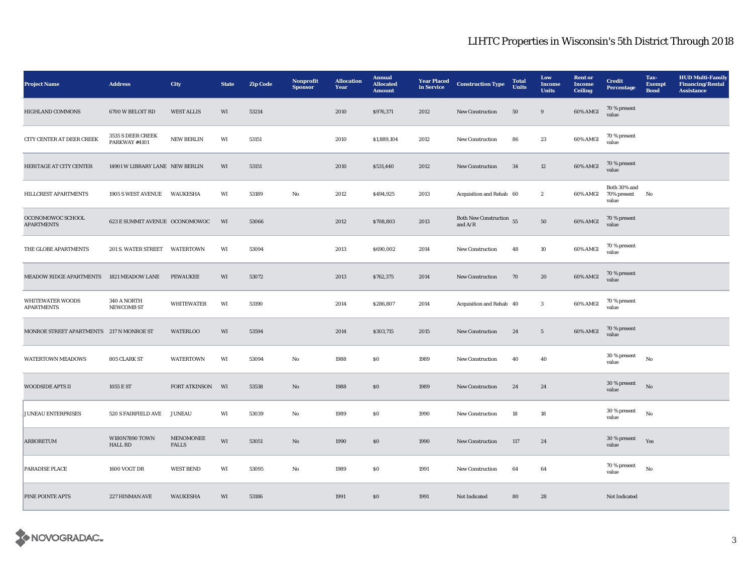# LIHTC Properties in Wisconsin's 5th District Through 2018

| Project Name | Address | City | State | Zip Code | Nonprofit Sponsor | Allocation Year | Annual Allocated Amount | Year Placed in Service | Construction Type | Total Units | Low Income Units | Rent or Income Ceiling | Credit Percentage | Tax-Exempt Bond | HUD Multi-Family Financing/Rental Assistance |
|---|---|---|---|---|---|---|---|---|---|---|---|---|---|---|---|
| HIGHLAND COMMONS | 6700 W BELOIT RD | WEST ALLIS | WI | 53214 | | 2010 | $976,371 | 2012 | New Construction | 50 | 9 | 60% AMGI | 70 % present value | | |
| CITY CENTER AT DEER CREEK | 3535 S DEER CREEK PARKWAY #4101 | NEW BERLIN | WI | 53151 | | 2010 | $1,889,104 | 2012 | New Construction | 86 | 23 | 60% AMGI | 70 % present value | | |
| HERITAGE AT CITY CENTER | 14901 W LIBRARY LANE | NEW BERLIN | WI | 53151 | | 2010 | $531,440 | 2012 | New Construction | 34 | 12 | 60% AMGI | 70 % present value | | |
| HILLCREST APARTMENTS | 1905 S WEST AVENUE | WAUKESHA | WI | 53189 | No | 2012 | $494,925 | 2013 | Acquisition and Rehab | 60 | 2 | 60% AMGI | Both 30% and 70% present value | No | |
| OCONOMOWOC SCHOOL APARTMENTS | 623 E SUMMIT AVENUE | OCONOMOWOC | WI | 53066 | | 2012 | $708,803 | 2013 | Both New Construction and A/R | 55 | 50 | 60% AMGI | 70 % present value | | |
| THE GLOBE APARTMENTS | 201 S. WATER STREET | WATERTOWN | WI | 53094 | | 2013 | $690,002 | 2014 | New Construction | 48 | 10 | 60% AMGI | 70 % present value | | |
| MEADOW RIDGE APARTMENTS | 1821 MEADOW LANE | PEWAUKEE | WI | 53072 | | 2013 | $762,375 | 2014 | New Construction | 70 | 20 | 60% AMGI | 70 % present value | | |
| WHITEWATER WOODS APARTMENTS | 340 A NORTH NEWCOMB ST | WHITEWATER | WI | 53190 | | 2014 | $286,807 | 2014 | Acquisition and Rehab | 40 | 3 | 60% AMGI | 70 % present value | | |
| MONROE STREET APARTMENTS | 217 N MONROE ST | WATERLOO | WI | 53594 | | 2014 | $303,715 | 2015 | New Construction | 24 | 5 | 60% AMGI | 70 % present value | | |
| WATERTOWN MEADOWS | 805 CLARK ST | WATERTOWN | WI | 53094 | No | 1988 | $0 | 1989 | New Construction | 40 | 40 | | 30 % present value | No | |
| WOODSIDE APTS II | 1055 E ST | FORT ATKINSON | WI | 53538 | No | 1988 | $0 | 1989 | New Construction | 24 | 24 | | 30 % present value | No | |
| JUNEAU ENTERPRISES | 520 S FAIRFIELD AVE | JUNEAU | WI | 53039 | No | 1989 | $0 | 1990 | New Construction | 18 | 18 | | 30 % present value | No | |
| ARBORETUM | W180N7890 TOWN HALL RD | MENOMONEE FALLS | WI | 53051 | No | 1990 | $0 | 1990 | New Construction | 117 | 24 | | 30 % present value | Yes | |
| PARADISE PLACE | 1600 VOGT DR | WEST BEND | WI | 53095 | No | 1989 | $0 | 1991 | New Construction | 64 | 64 | | 70 % present value | No | |
| PINE POINTE APTS | 227 HINMAN AVE | WAUKESHA | WI | 53186 | | 1991 | $0 | 1991 | Not Indicated | 80 | 28 | | Not Indicated | | |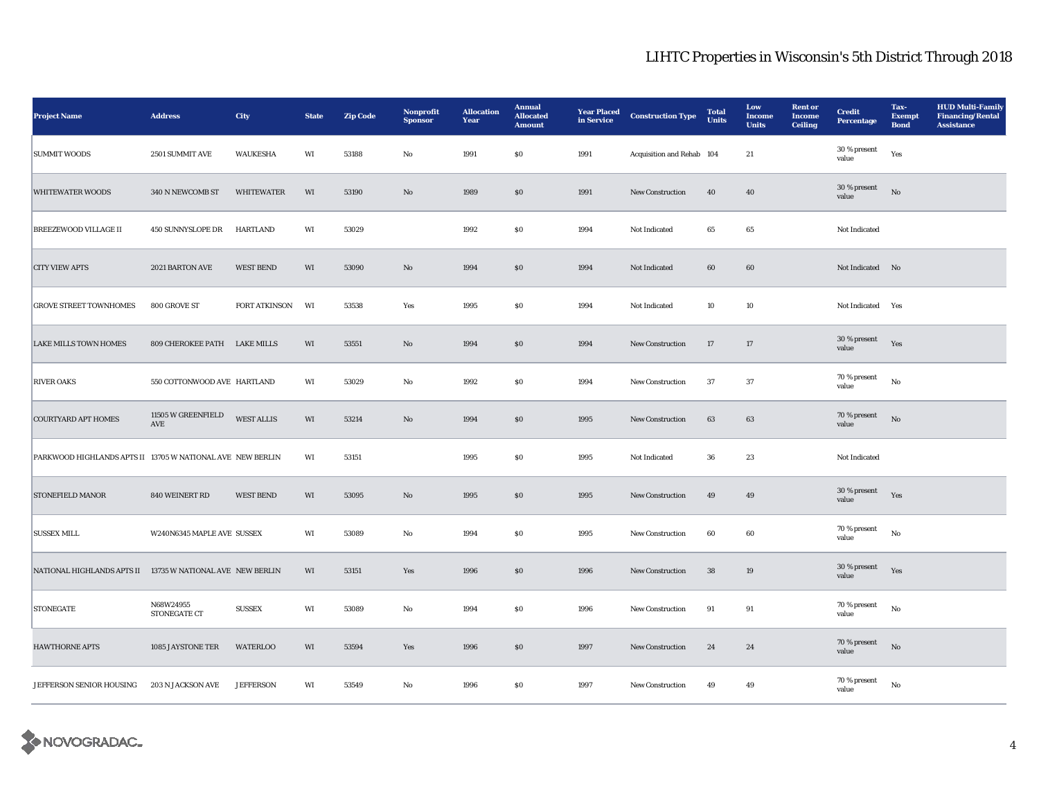# LIHTC Properties in Wisconsin's 5th District Through 2018

| Project Name | Address | City | State | Zip Code | Nonprofit Sponsor | Allocation Year | Annual Allocated Amount | Year Placed in Service | Construction Type | Total Units | Low Income Units | Rent or Income Ceiling | Credit Percentage | Tax-Exempt Bond | HUD Multi-Family Financing/Rental Assistance |
|---|---|---|---|---|---|---|---|---|---|---|---|---|---|---|---|
| SUMMIT WOODS | 2501 SUMMIT AVE | WAUKESHA | WI | 53188 | No | 1991 | $0 | 1991 | Acquisition and Rehab | 104 | 21 | | 30 % present value | Yes | |
| WHITEWATER WOODS | 340 N NEWCOMB ST | WHITEWATER | WI | 53190 | No | 1989 | $0 | 1991 | New Construction | 40 | 40 | | 30 % present value | No | |
| BREEZEWOOD VILLAGE II | 450 SUNNYSLOPE DR | HARTLAND | WI | 53029 | | 1992 | $0 | 1994 | Not Indicated | 65 | 65 | | Not Indicated | | |
| CITY VIEW APTS | 2021 BARTON AVE | WEST BEND | WI | 53090 | No | 1994 | $0 | 1994 | Not Indicated | 60 | 60 | | Not Indicated | No | |
| GROVE STREET TOWNHOMES | 800 GROVE ST | FORT ATKINSON | WI | 53538 | Yes | 1995 | $0 | 1994 | Not Indicated | 10 | 10 | | Not Indicated | Yes | |
| LAKE MILLS TOWN HOMES | 809 CHEROKEE PATH | LAKE MILLS | WI | 53551 | No | 1994 | $0 | 1994 | New Construction | 17 | 17 | | 30 % present value | Yes | |
| RIVER OAKS | 550 COTTONWOOD AVE | HARTLAND | WI | 53029 | No | 1992 | $0 | 1994 | New Construction | 37 | 37 | | 70 % present value | No | |
| COURTYARD APT HOMES | 11505 W GREENFIELD AVE | WEST ALLIS | WI | 53214 | No | 1994 | $0 | 1995 | New Construction | 63 | 63 | | 70 % present value | No | |
| PARKWOOD HIGHLANDS APTS II | 13705 W NATIONAL AVE | NEW BERLIN | WI | 53151 | | 1995 | $0 | 1995 | Not Indicated | 36 | 23 | | Not Indicated | | |
| STONEFIELD MANOR | 840 WEINERT RD | WEST BEND | WI | 53095 | No | 1995 | $0 | 1995 | New Construction | 49 | 49 | | 30 % present value | Yes | |
| SUSSEX MILL | W240N6345 MAPLE AVE | SUSSEX | WI | 53089 | No | 1994 | $0 | 1995 | New Construction | 60 | 60 | | 70 % present value | No | |
| NATIONAL HIGHLANDS APTS II | 13735 W NATIONAL AVE | NEW BERLIN | WI | 53151 | Yes | 1996 | $0 | 1996 | New Construction | 38 | 19 | | 30 % present value | Yes | |
| STONEGATE | N68W24955 STONEGATE CT | SUSSEX | WI | 53089 | No | 1994 | $0 | 1996 | New Construction | 91 | 91 | | 70 % present value | No | |
| HAWTHORNE APTS | 1085 JAYSTONE TER | WATERLOO | WI | 53594 | Yes | 1996 | $0 | 1997 | New Construction | 24 | 24 | | 70 % present value | No | |
| JEFFERSON SENIOR HOUSING | 203 N JACKSON AVE | JEFFERSON | WI | 53549 | No | 1996 | $0 | 1997 | New Construction | 49 | 49 | | 70 % present value | No | |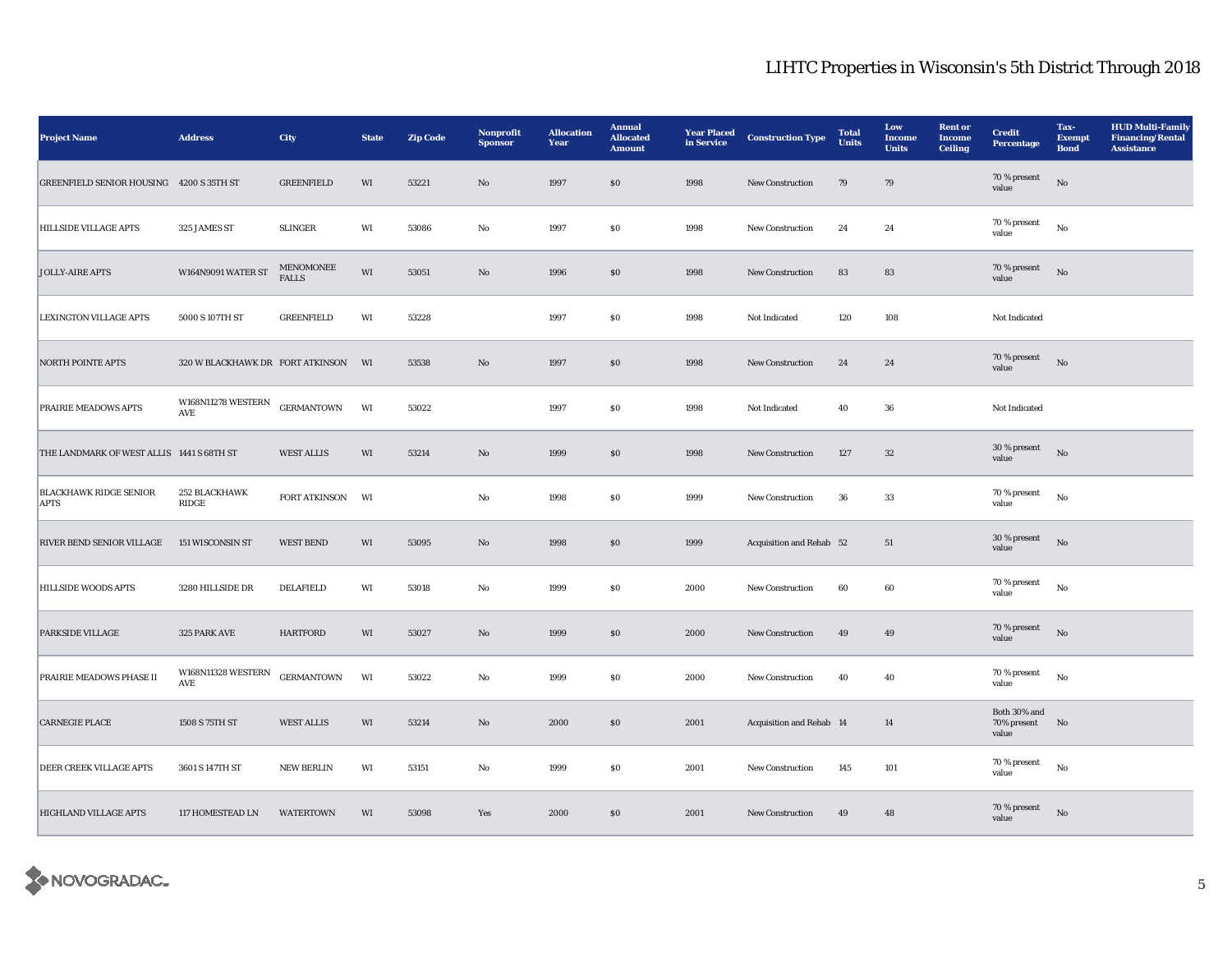## LIHTC Properties in Wisconsin's 5th District Through 2018

| Project Name | Address | City | State | Zip Code | Nonprofit Sponsor | Allocation Year | Annual Allocated Amount | Year Placed in Service | Construction Type | Total Units | Low Income Units | Rent or Income Ceiling | Credit Percentage | Tax-Exempt Bond | HUD Multi-Family Financing/Rental Assistance |
|---|---|---|---|---|---|---|---|---|---|---|---|---|---|---|---|
| GREENFIELD SENIOR HOUSING | 4200 S 35TH ST | GREENFIELD | WI | 53221 | No | 1997 | $0 | 1998 | New Construction | 79 | 79 | | 70 % present value | No | |
| HILLSIDE VILLAGE APTS | 325 JAMES ST | SLINGER | WI | 53086 | No | 1997 | $0 | 1998 | New Construction | 24 | 24 | | 70 % present value | No | |
| JOLLY-AIRE APTS | W164N9091 WATER ST | MENOMONEE FALLS | WI | 53051 | No | 1996 | $0 | 1998 | New Construction | 83 | 83 | | 70 % present value | No | |
| LEXINGTON VILLAGE APTS | 5000 S 107TH ST | GREENFIELD | WI | 53228 | | 1997 | $0 | 1998 | Not Indicated | 120 | 108 | | Not Indicated | | |
| NORTH POINTE APTS | 320 W BLACKHAWK DR | FORT ATKINSON | WI | 53538 | No | 1997 | $0 | 1998 | New Construction | 24 | 24 | | 70 % present value | No | |
| PRAIRIE MEADOWS APTS | W168N11278 WESTERN AVE | GERMANTOWN | WI | 53022 | | 1997 | $0 | 1998 | Not Indicated | 40 | 36 | | Not Indicated | | |
| THE LANDMARK OF WEST ALLIS | 1441 S 68TH ST | WEST ALLIS | WI | 53214 | No | 1999 | $0 | 1998 | New Construction | 127 | 32 | | 30 % present value | No | |
| BLACKHAWK RIDGE SENIOR APTS | 252 BLACKHAWK RIDGE | FORT ATKINSON | WI | | No | 1998 | $0 | 1999 | New Construction | 36 | 33 | | 70 % present value | No | |
| RIVER BEND SENIOR VILLAGE | 151 WISCONSIN ST | WEST BEND | WI | 53095 | No | 1998 | $0 | 1999 | Acquisition and Rehab | 52 | 51 | | 30 % present value | No | |
| HILLSIDE WOODS APTS | 3280 HILLSIDE DR | DELAFIELD | WI | 53018 | No | 1999 | $0 | 2000 | New Construction | 60 | 60 | | 70 % present value | No | |
| PARKSIDE VILLAGE | 325 PARK AVE | HARTFORD | WI | 53027 | No | 1999 | $0 | 2000 | New Construction | 49 | 49 | | 70 % present value | No | |
| PRAIRIE MEADOWS PHASE II | W168N11328 WESTERN AVE | GERMANTOWN | WI | 53022 | No | 1999 | $0 | 2000 | New Construction | 40 | 40 | | 70 % present value | No | |
| CARNEGIE PLACE | 1508 S 75TH ST | WEST ALLIS | WI | 53214 | No | 2000 | $0 | 2001 | Acquisition and Rehab | 14 | 14 | | Both 30% and 70% present value | No | |
| DEER CREEK VILLAGE APTS | 3601 S 147TH ST | NEW BERLIN | WI | 53151 | No | 1999 | $0 | 2001 | New Construction | 145 | 101 | | 70 % present value | No | |
| HIGHLAND VILLAGE APTS | 117 HOMESTEAD LN | WATERTOWN | WI | 53098 | Yes | 2000 | $0 | 2001 | New Construction | 49 | 48 | | 70 % present value | No | |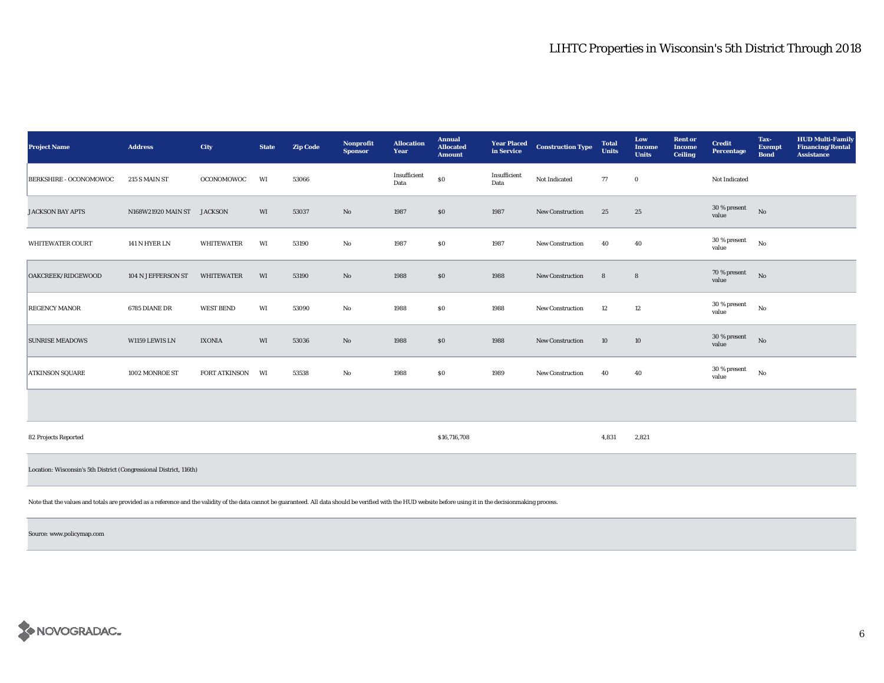# LIHTC Properties in Wisconsin's 5th District Through 2018

| Project Name | Address | City | State | Zip Code | Nonprofit Sponsor | Allocation Year | Annual Allocated Amount | Year Placed in Service | Construction Type | Total Units | Low Income Units | Rent or Income Ceiling | Credit Percentage | Tax-Exempt Bond | HUD Multi-Family Financing/Rental Assistance |
|---|---|---|---|---|---|---|---|---|---|---|---|---|---|---|---|
| BERKSHIRE - OCONOMOWOC | 215 S MAIN ST | OCONOMOWOC | WI | 53066 | | Insufficient Data | $0 | Insufficient Data | Not Indicated | 77 | 0 | | Not Indicated | | |
| JACKSON BAY APTS | N168W21920 MAIN ST | JACKSON | WI | 53037 | No | 1987 | $0 | 1987 | New Construction | 25 | 25 | | 30 % present value | No | |
| WHITEWATER COURT | 141 N HYER LN | WHITEWATER | WI | 53190 | No | 1987 | $0 | 1987 | New Construction | 40 | 40 | | 30 % present value | No | |
| OAKCREEK/RIDGEWOOD | 104 N JEFFERSON ST | WHITEWATER | WI | 53190 | No | 1988 | $0 | 1988 | New Construction | 8 | 8 | | 70 % present value | No | |
| REGENCY MANOR | 6785 DIANE DR | WEST BEND | WI | 53090 | No | 1988 | $0 | 1988 | New Construction | 12 | 12 | | 30 % present value | No | |
| SUNRISE MEADOWS | W1159 LEWIS LN | IXONIA | WI | 53036 | No | 1988 | $0 | 1988 | New Construction | 10 | 10 | | 30 % present value | No | |
| ATKINSON SQUARE | 1002 MONROE ST | FORT ATKINSON | WI | 53538 | No | 1988 | $0 | 1989 | New Construction | 40 | 40 | | 30 % present value | No | |
| | | | | | | | | | | | | | | | |
| 82 Projects Reported | | | | | | | $16,716,708 | | | 4,831 | 2,821 | | | | |

Location: Wisconsin's 5th District (Congressional District, 116th)

Note that the values and totals are provided as a reference and the validity of the data cannot be guaranteed. All data should be verified with the HUD website before using it in the decisionmaking process.

Source: www.policymap.com